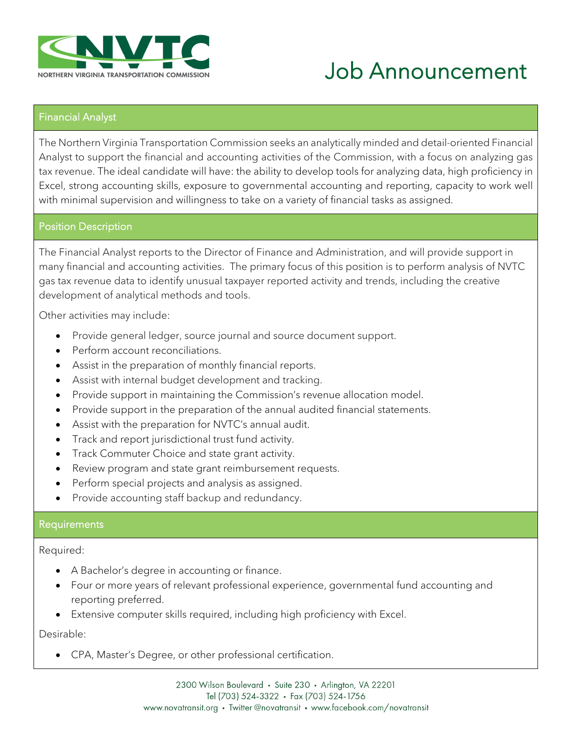NVTC

NORTHERN VIRGINIA TRANSPORTATION COMMISSION

# Job Announcement

## Financial Analyst

The Northern Virginia Transportation Commission seeks an analytically minded and detail-oriented Financial Analyst to support the financial and accounting activities of the Commission, with a focus on analyzing gas tax revenue. The ideal candidate will have: the ability to develop tools for analyzing data, high proficiency in Excel, strong accounting skills, exposure to governmental accounting and reporting, capacity to work well with minimal supervision and willingness to take on a variety of financial tasks as assigned.

## Position Description

The Financial Analyst reports to the Director of Finance and Administration, and will provide support in many financial and accounting activities. The primary focus of this position is to perform analysis of NVTC gas tax revenue data to identify unusual taxpayer reported activity and trends, including the creative development of analytical methods and tools.

Other activities may include:

- Provide general ledger, source journal and source document support.
- Perform account reconciliations.
- Assist in the preparation of monthly financial reports.
- Assist with internal budget development and tracking.
- Provide support in maintaining the Commission's revenue allocation model.
- Provide support in the preparation of the annual audited financial statements.
- Assist with the preparation for NVTC's annual audit.
- Track and report jurisdictional trust fund activity.
- Track Commuter Choice and state grant activity.
- Review program and state grant reimbursement requests.
- Perform special projects and analysis as assigned.
- Provide accounting staff backup and redundancy.

## Requirements

Required:

- A Bachelor's degree in accounting or finance.
- Four or more years of relevant professional experience, governmental fund accounting and reporting preferred.
- Extensive computer skills required, including high proficiency with Excel.

Desirable:

- CPA, Master's Degree, or other professional certification.

2300 Wilson Boulevard • Suite 230 • Arlington, VA 22201
Tel (703) 524-3322 • Fax (703) 524-1756
www.novatransit.org • Twitter @novatransit • www.facebook.com/novatransit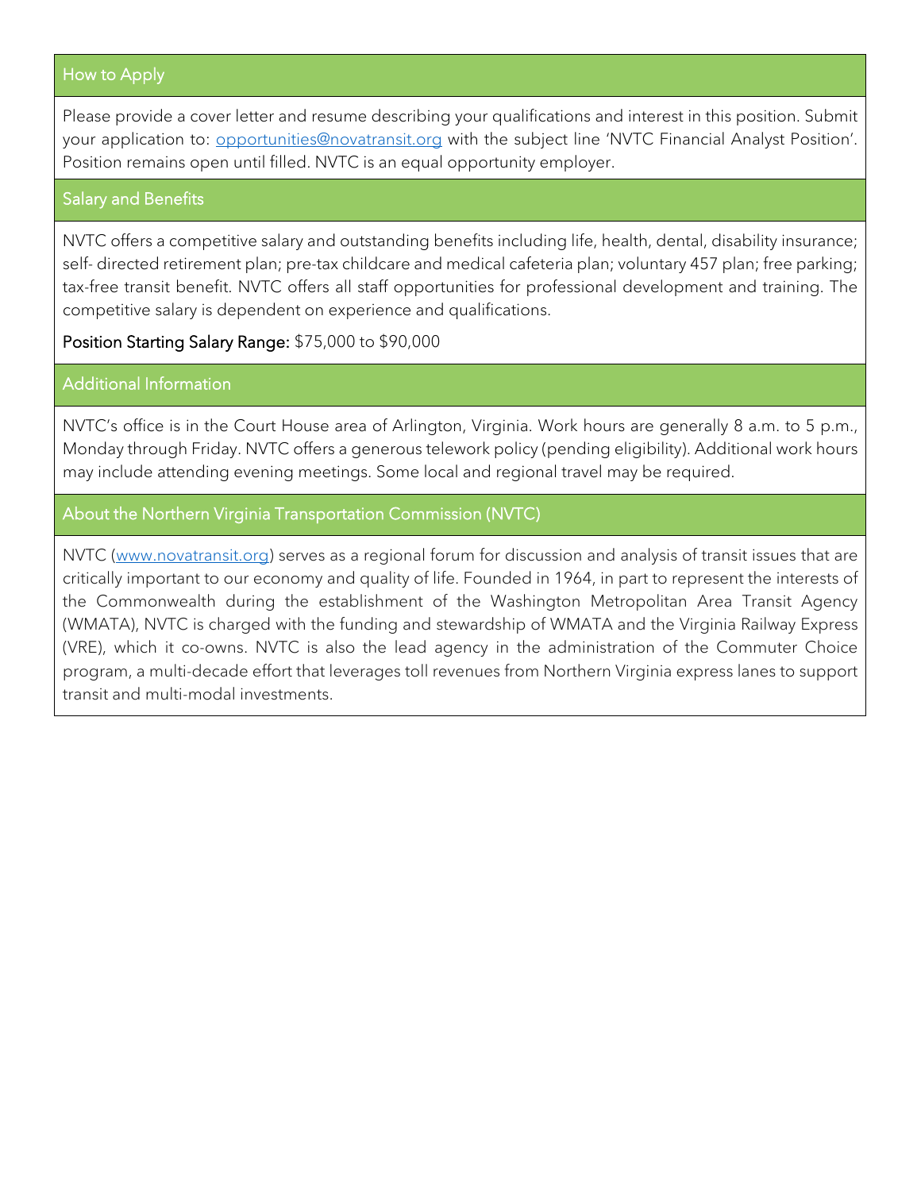## How to Apply

Please provide a cover letter and resume describing your qualifications and interest in this position. Submit your application to: opportunities@novatransit.org with the subject line 'NVTC Financial Analyst Position'. Position remains open until filled. NVTC is an equal opportunity employer.

## Salary and Benefits

NVTC offers a competitive salary and outstanding benefits including life, health, dental, disability insurance; self- directed retirement plan; pre-tax childcare and medical cafeteria plan; voluntary 457 plan; free parking; tax-free transit benefit. NVTC offers all staff opportunities for professional development and training. The competitive salary is dependent on experience and qualifications.

Position Starting Salary Range: $75,000 to $90,000

## Additional Information

NVTC's office is in the Court House area of Arlington, Virginia. Work hours are generally 8 a.m. to 5 p.m., Monday through Friday. NVTC offers a generous telework policy (pending eligibility). Additional work hours may include attending evening meetings. Some local and regional travel may be required.

## About the Northern Virginia Transportation Commission (NVTC)

NVTC (www.novatransit.org) serves as a regional forum for discussion and analysis of transit issues that are critically important to our economy and quality of life. Founded in 1964, in part to represent the interests of the Commonwealth during the establishment of the Washington Metropolitan Area Transit Agency (WMATA), NVTC is charged with the funding and stewardship of WMATA and the Virginia Railway Express (VRE), which it co-owns. NVTC is also the lead agency in the administration of the Commuter Choice program, a multi-decade effort that leverages toll revenues from Northern Virginia express lanes to support transit and multi-modal investments.